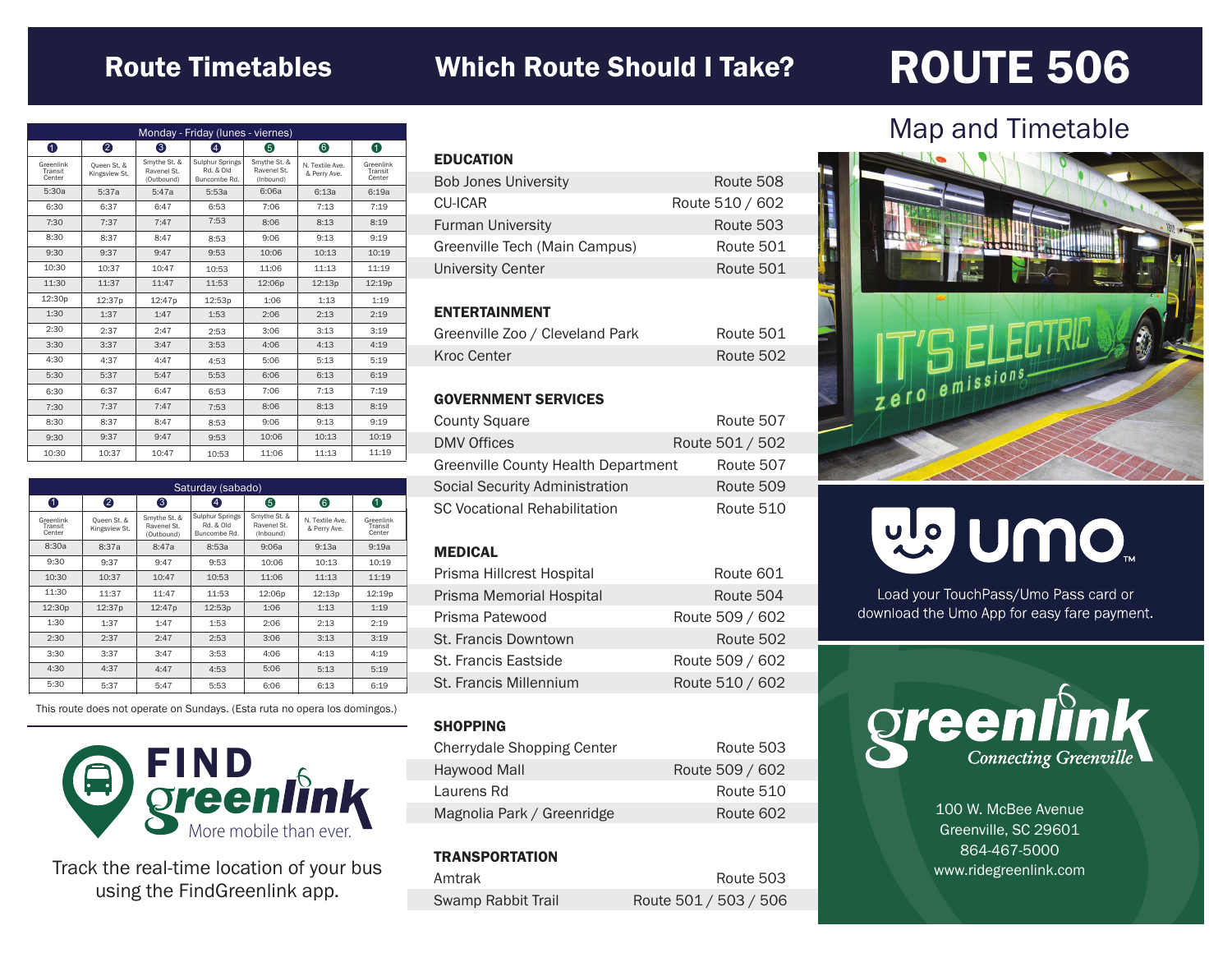# Route Timetables

| Monday - Friday (lunes - viernes) | | | | | | |
|---|---|---|---|---|---|---|
| 1 | 2 | 3 | 4 | 5 | 6 | 1 |
| Greenlink Transit Center | Queen St. & Kingsview St. | Smythe St. & Ravenel St. (Outbound) | Sulphur Springs Rd. & Old Buncombe Rd. | Smythe St. & Ravenel St. (Inbound) | N. Textile Ave. & Perry Ave. | Greenlink Transit Center |
| 5:30a | 5:37a | 5:47a | 5:53a | 6:06a | 6:13a | 6:19a |
| 6:30 | 6:37 | 6:47 | 6:53 | 7:06 | 7:13 | 7:19 |
| 7:30 | 7:37 | 7:47 | 7:53 | 8:06 | 8:13 | 8:19 |
| 8:30 | 8:37 | 8:47 | 8:53 | 9:06 | 9:13 | 9:19 |
| 9:30 | 9:37 | 9:47 | 9:53 | 10:06 | 10:13 | 10:19 |
| 10:30 | 10:37 | 10:47 | 10:53 | 11:06 | 11:13 | 11:19 |
| 11:30 | 11:37 | 11:47 | 11:53 | 12:06p | 12:13p | 12:19p |
| 12:30p | 12:37p | 12:47p | 12:53p | 1:06 | 1:13 | 1:19 |
| 1:30 | 1:37 | 1:47 | 1:53 | 2:06 | 2:13 | 2:19 |
| 2:30 | 2:37 | 2:47 | 2:53 | 3:06 | 3:13 | 3:19 |
| 3:30 | 3:37 | 3:47 | 3:53 | 4:06 | 4:13 | 4:19 |
| 4:30 | 4:37 | 4:47 | 4:53 | 5:06 | 5:13 | 5:19 |
| 5:30 | 5:37 | 5:47 | 5:53 | 6:06 | 6:13 | 6:19 |
| 6:30 | 6:37 | 6:47 | 6:53 | 7:06 | 7:13 | 7:19 |
| 7:30 | 7:37 | 7:47 | 7:53 | 8:06 | 8:13 | 8:19 |
| 8:30 | 8:37 | 8:47 | 8:53 | 9:06 | 9:13 | 9:19 |
| 9:30 | 9:37 | 9:47 | 9:53 | 10:06 | 10:13 | 10:19 |
| 10:30 | 10:37 | 10:47 | 10:53 | 11:06 | 11:13 | 11:19 |

| Saturday (sabado) | | | | | | |
|---|---|---|---|---|---|---|
| 1 | 2 | 3 | 4 | 5 | 6 | 1 |
| Greenlink Transit Center | Queen St. & Kingsview St. | Smythe St. & Ravenel St. (Outbound) | Sulphur Springs Rd. & Old Buncombe Rd. | Smythe St. & Ravenel St. (Inbound) | N. Textile Ave. & Perry Ave. | Greenlink Transit Center |
| 8:30a | 8:37a | 8:47a | 8:53a | 9:06a | 9:13a | 9:19a |
| 9:30 | 9:37 | 9:47 | 9:53 | 10:06 | 10:13 | 10:19 |
| 10:30 | 10:37 | 10:47 | 10:53 | 11:06 | 11:13 | 11:19 |
| 11:30 | 11:37 | 11:47 | 11:53 | 12:06p | 12:13p | 12:19p |
| 12:30p | 12:37p | 12:47p | 12:53p | 1:06 | 1:13 | 1:19 |
| 1:30 | 1:37 | 1:47 | 1:53 | 2:06 | 2:13 | 2:19 |
| 2:30 | 2:37 | 2:47 | 2:53 | 3:06 | 3:13 | 3:19 |
| 3:30 | 3:37 | 3:47 | 3:53 | 4:06 | 4:13 | 4:19 |
| 4:30 | 4:37 | 4:47 | 4:53 | 5:06 | 5:13 | 5:19 |
| 5:30 | 5:37 | 5:47 | 5:53 | 6:06 | 6:13 | 6:19 |

This route does not operate on Sundays. (Esta ruta no opera los domingos.)

**FIND greenlink** More mobile than ever.

Track the real-time location of your bus using the FindGreenlink app.

# Which Route Should I Take?

### EDUCATION

| | |
|---|---|
| Bob Jones University | Route 508 |
| CU-ICAR | Route 510 / 602 |
| Furman University | Route 503 |
| Greenville Tech (Main Campus) | Route 501 |
| University Center | Route 501 |

### ENTERTAINMENT

| | |
|---|---|
| Greenville Zoo / Cleveland Park | Route 501 |
| Kroc Center | Route 502 |

### GOVERNMENT SERVICES

| | |
|---|---|
| County Square | Route 507 |
| DMV Offices | Route 501 / 502 |
| Greenville County Health Department | Route 507 |
| Social Security Administration | Route 509 |
| SC Vocational Rehabilitation | Route 510 |

### MEDICAL

| | |
|---|---|
| Prisma Hillcrest Hospital | Route 601 |
| Prisma Memorial Hospital | Route 504 |
| Prisma Patewood | Route 509 / 602 |
| St. Francis Downtown | Route 502 |
| St. Francis Eastside | Route 509 / 602 |
| St. Francis Millennium | Route 510 / 602 |

### SHOPPING

| | |
|---|---|
| Cherrydale Shopping Center | Route 503 |
| Haywood Mall | Route 509 / 602 |
| Laurens Rd | Route 510 |
| Magnolia Park / Greenridge | Route 602 |

### TRANSPORTATION

| | |
|---|---|
| Amtrak | Route 503 |
| Swamp Rabbit Trail | Route 501 / 503 / 506 |

# ROUTE 506

## Map and Timetable

IT'S ELECTRIC zero emissions

**umo**

Load your TouchPass/Umo Pass card or download the Umo App for easy fare payment.

**greenlink** Connecting Greenville

100 W. McBee Avenue
Greenville, SC 29601
864-467-5000
www.ridegreenlink.com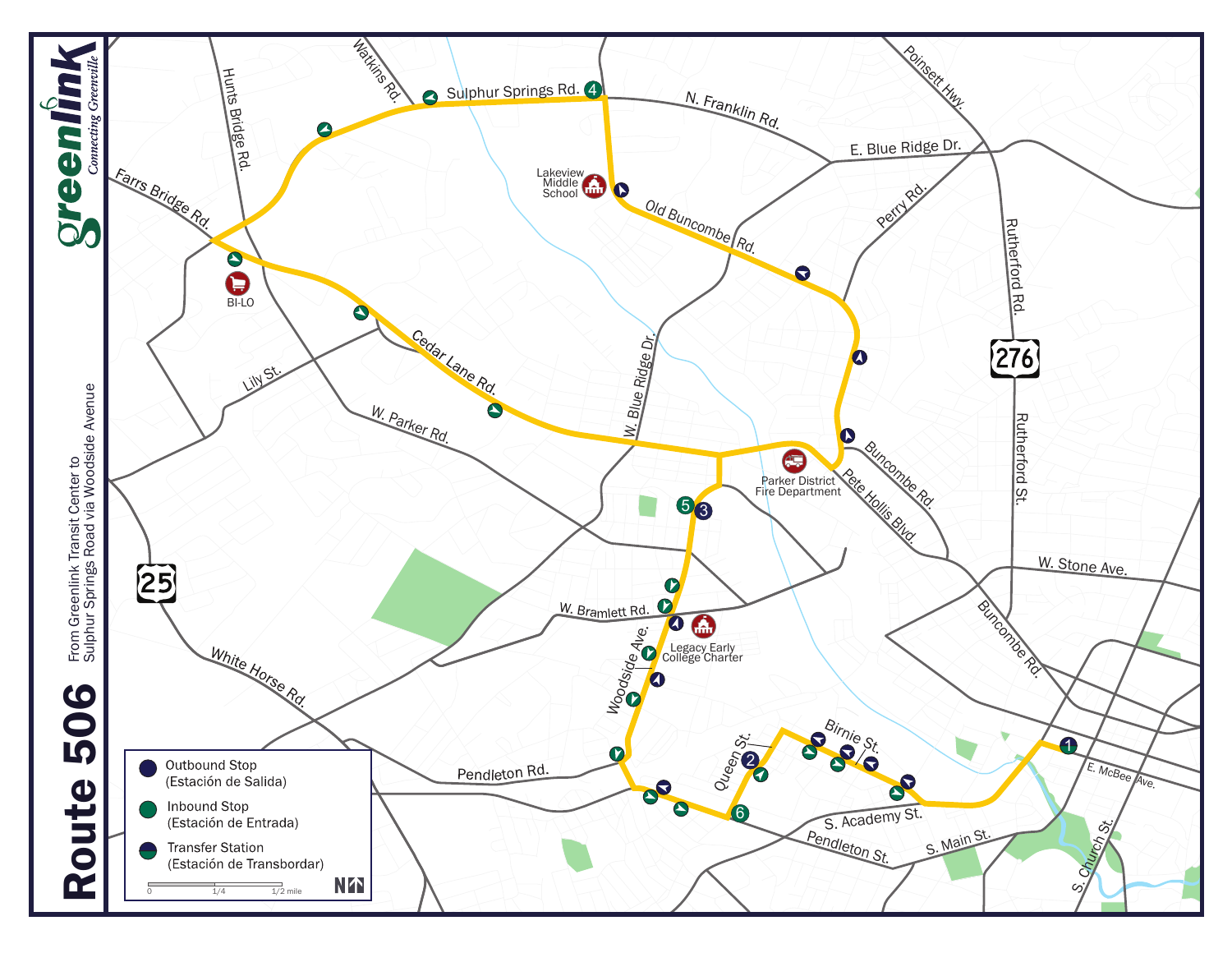# Route 506

From Greenlink Transit Center to Sulphur Springs Road via Woodside Avenue

greenlink
*Connecting Greenville*

Sulphur Springs Rd.

N. Franklin Rd.

Watkins Rd.

Hunts Bridge Rd.

Poinsett Hwy.

E. Blue Ridge Dr.

Farrs Bridge Rd.

Lakeview Middle School

Old Buncombe Rd.

Perry Rd.

Rutherford Rd.

276

BI-LO

Cedar Lane Rd.

Lily St.

W. Blue Ridge Dr.

W. Parker Rd.

Buncombe Rd.

Parker District Fire Department

Pete Hollis Blvd.

Rutherford St.

25

W. Stone Ave.

W. Bramlett Rd.

Legacy Early College Charter

Woodside Ave.

White Horse Rd.

Buncombe Rd.

Birnie St.

Queen St.

Pendleton Rd.

E. McBee Ave.

S. Academy St.

Pendleton St.

S. Main St.

S. Church St.

Outbound Stop (Estación de Salida)

Inbound Stop (Estación de Entrada)

Transfer Station (Estación de Transbordar)

0 1/4 1/2 mile

N